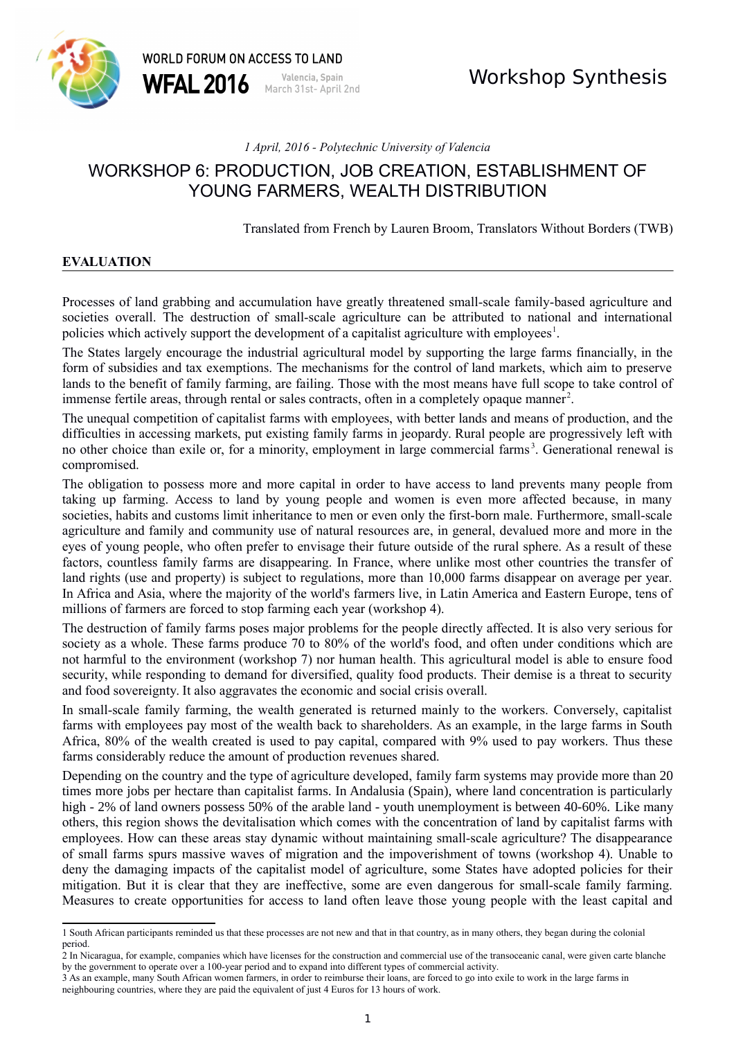WORLD FORUM ON ACCESS TO LAND
**WFAL 2016** Valencia, Spain March 31st- April 2nd

Workshop Synthesis

*1 April, 2016 - Polytechnic University of Valencia*

# WORKSHOP 6: PRODUCTION, JOB CREATION, ESTABLISHMENT OF YOUNG FARMERS, WEALTH DISTRIBUTION

Translated from French by Lauren Broom, Translators Without Borders (TWB)

## EVALUATION

Processes of land grabbing and accumulation have greatly threatened small-scale family-based agriculture and societies overall. The destruction of small-scale agriculture can be attributed to national and international policies which actively support the development of a capitalist agriculture with employees[1].

The States largely encourage the industrial agricultural model by supporting the large farms financially, in the form of subsidies and tax exemptions. The mechanisms for the control of land markets, which aim to preserve lands to the benefit of family farming, are failing. Those with the most means have full scope to take control of immense fertile areas, through rental or sales contracts, often in a completely opaque manner[2].

The unequal competition of capitalist farms with employees, with better lands and means of production, and the difficulties in accessing markets, put existing family farms in jeopardy. Rural people are progressively left with no other choice than exile or, for a minority, employment in large commercial farms[3]. Generational renewal is compromised.

The obligation to possess more and more capital in order to have access to land prevents many people from taking up farming. Access to land by young people and women is even more affected because, in many societies, habits and customs limit inheritance to men or even only the first-born male. Furthermore, small-scale agriculture and family and community use of natural resources are, in general, devalued more and more in the eyes of young people, who often prefer to envisage their future outside of the rural sphere. As a result of these factors, countless family farms are disappearing. In France, where unlike most other countries the transfer of land rights (use and property) is subject to regulations, more than 10,000 farms disappear on average per year. In Africa and Asia, where the majority of the world's farmers live, in Latin America and Eastern Europe, tens of millions of farmers are forced to stop farming each year (workshop 4).

The destruction of family farms poses major problems for the people directly affected. It is also very serious for society as a whole. These farms produce 70 to 80% of the world's food, and often under conditions which are not harmful to the environment (workshop 7) nor human health. This agricultural model is able to ensure food security, while responding to demand for diversified, quality food products. Their demise is a threat to security and food sovereignty. It also aggravates the economic and social crisis overall.

In small-scale family farming, the wealth generated is returned mainly to the workers. Conversely, capitalist farms with employees pay most of the wealth back to shareholders. As an example, in the large farms in South Africa, 80% of the wealth created is used to pay capital, compared with 9% used to pay workers. Thus these farms considerably reduce the amount of production revenues shared.

Depending on the country and the type of agriculture developed, family farm systems may provide more than 20 times more jobs per hectare than capitalist farms. In Andalusia (Spain), where land concentration is particularly high - 2% of land owners possess 50% of the arable land - youth unemployment is between 40-60%. Like many others, this region shows the devitalisation which comes with the concentration of land by capitalist farms with employees. How can these areas stay dynamic without maintaining small-scale agriculture? The disappearance of small farms spurs massive waves of migration and the impoverishment of towns (workshop 4). Unable to deny the damaging impacts of the capitalist model of agriculture, some States have adopted policies for their mitigation. But it is clear that they are ineffective, some are even dangerous for small-scale family farming. Measures to create opportunities for access to land often leave those young people with the least capital and

---

[1] South African participants reminded us that these processes are not new and that in that country, as in many others, they began during the colonial period.

[2] In Nicaragua, for example, companies which have licenses for the construction and commercial use of the transoceanic canal, were given carte blanche by the government to operate over a 100-year period and to expand into different types of commercial activity.

[3] As an example, many South African women farmers, in order to reimburse their loans, are forced to go into exile to work in the large farms in neighbouring countries, where they are paid the equivalent of just 4 Euros for 13 hours of work.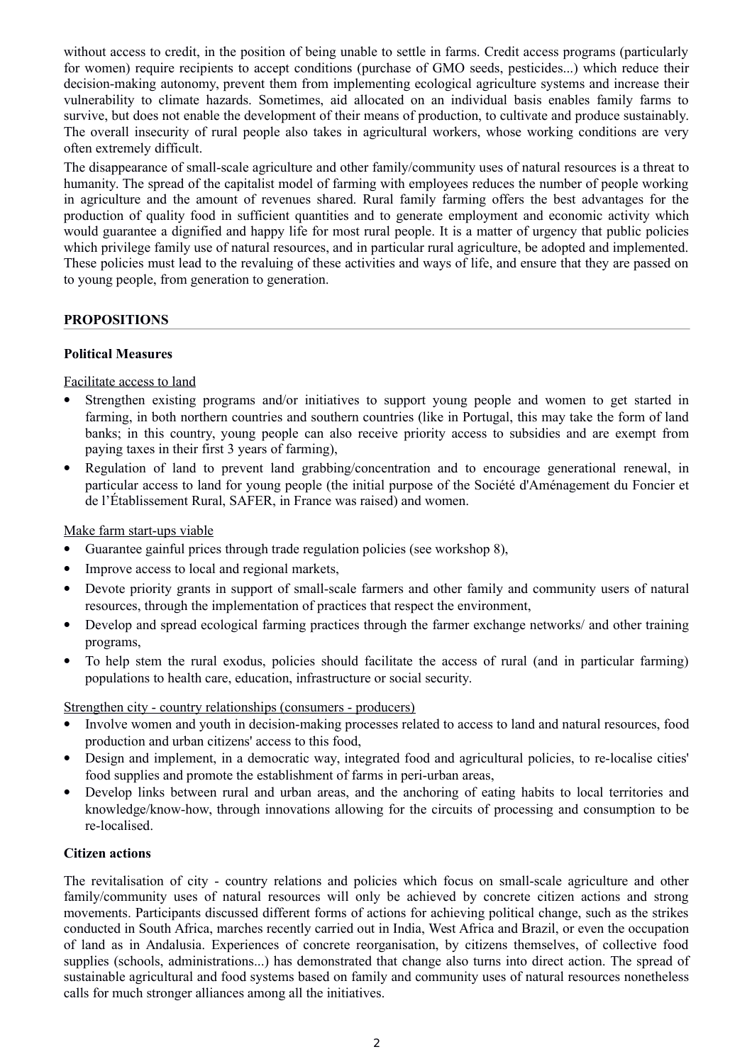without access to credit, in the position of being unable to settle in farms. Credit access programs (particularly for women) require recipients to accept conditions (purchase of GMO seeds, pesticides...) which reduce their decision-making autonomy, prevent them from implementing ecological agriculture systems and increase their vulnerability to climate hazards. Sometimes, aid allocated on an individual basis enables family farms to survive, but does not enable the development of their means of production, to cultivate and produce sustainably. The overall insecurity of rural people also takes in agricultural workers, whose working conditions are very often extremely difficult.

The disappearance of small-scale agriculture and other family/community uses of natural resources is a threat to humanity. The spread of the capitalist model of farming with employees reduces the number of people working in agriculture and the amount of revenues shared. Rural family farming offers the best advantages for the production of quality food in sufficient quantities and to generate employment and economic activity which would guarantee a dignified and happy life for most rural people. It is a matter of urgency that public policies which privilege family use of natural resources, and in particular rural agriculture, be adopted and implemented. These policies must lead to the revaluing of these activities and ways of life, and ensure that they are passed on to young people, from generation to generation.

## PROPOSITIONS

### Political Measures

Facilitate access to land

- Strengthen existing programs and/or initiatives to support young people and women to get started in farming, in both northern countries and southern countries (like in Portugal, this may take the form of land banks; in this country, young people can also receive priority access to subsidies and are exempt from paying taxes in their first 3 years of farming),
- Regulation of land to prevent land grabbing/concentration and to encourage generational renewal, in particular access to land for young people (the initial purpose of the Société d'Aménagement du Foncier et de l'Établissement Rural, SAFER, in France was raised) and women.

Make farm start-ups viable

- Guarantee gainful prices through trade regulation policies (see workshop 8),
- Improve access to local and regional markets,
- Devote priority grants in support of small-scale farmers and other family and community users of natural resources, through the implementation of practices that respect the environment,
- Develop and spread ecological farming practices through the farmer exchange networks/ and other training programs,
- To help stem the rural exodus, policies should facilitate the access of rural (and in particular farming) populations to health care, education, infrastructure or social security.

Strengthen city - country relationships (consumers - producers)

- Involve women and youth in decision-making processes related to access to land and natural resources, food production and urban citizens' access to this food,
- Design and implement, in a democratic way, integrated food and agricultural policies, to re-localise cities' food supplies and promote the establishment of farms in peri-urban areas,
- Develop links between rural and urban areas, and the anchoring of eating habits to local territories and knowledge/know-how, through innovations allowing for the circuits of processing and consumption to be re-localised.

### Citizen actions

The revitalisation of city - country relations and policies which focus on small-scale agriculture and other family/community uses of natural resources will only be achieved by concrete citizen actions and strong movements. Participants discussed different forms of actions for achieving political change, such as the strikes conducted in South Africa, marches recently carried out in India, West Africa and Brazil, or even the occupation of land as in Andalusia. Experiences of concrete reorganisation, by citizens themselves, of collective food supplies (schools, administrations...) has demonstrated that change also turns into direct action. The spread of sustainable agricultural and food systems based on family and community uses of natural resources nonetheless calls for much stronger alliances among all the initiatives.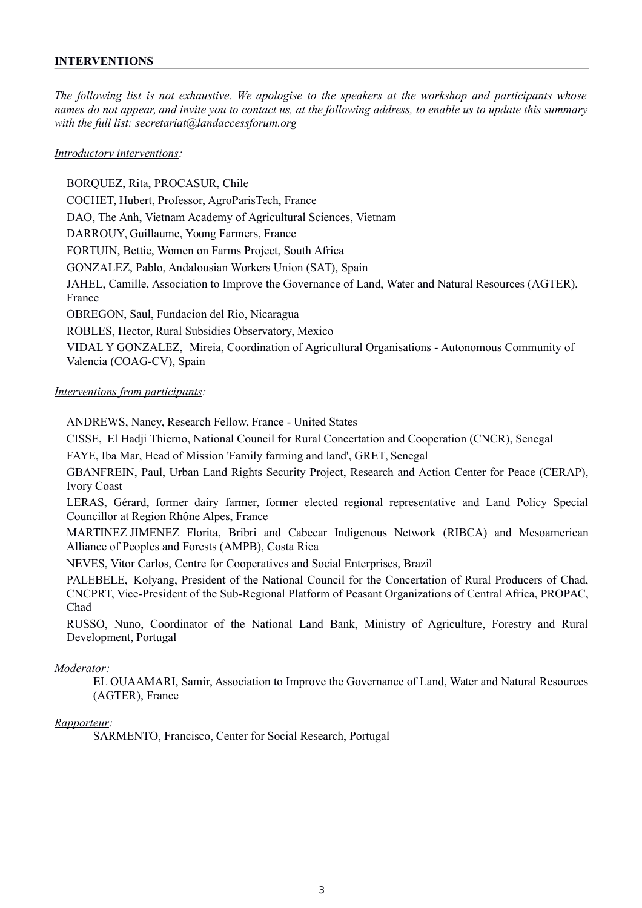## INTERVENTIONS

*The following list is not exhaustive. We apologise to the speakers at the workshop and participants whose names do not appear, and invite you to contact us, at the following address, to enable us to update this summary with the full list: secretariat@landaccessforum.org*

*Introductory interventions:*

BORQUEZ, Rita, PROCASUR, Chile

COCHET, Hubert, Professor, AgroParisTech, France

DAO, The Anh, Vietnam Academy of Agricultural Sciences, Vietnam

DARROUY, Guillaume, Young Farmers, France

FORTUIN, Bettie, Women on Farms Project, South Africa

GONZALEZ, Pablo, Andalousian Workers Union (SAT), Spain

JAHEL, Camille, Association to Improve the Governance of Land, Water and Natural Resources (AGTER), France

OBREGON, Saul, Fundacion del Rio, Nicaragua

ROBLES, Hector, Rural Subsidies Observatory, Mexico

VIDAL Y GONZALEZ, Mireia, Coordination of Agricultural Organisations - Autonomous Community of Valencia (COAG-CV), Spain

*Interventions from participants:*

ANDREWS, Nancy, Research Fellow, France - United States

CISSE, El Hadji Thierno, National Council for Rural Concertation and Cooperation (CNCR), Senegal

FAYE, Iba Mar, Head of Mission 'Family farming and land', GRET, Senegal

GBANFREIN, Paul, Urban Land Rights Security Project, Research and Action Center for Peace (CERAP), Ivory Coast

LERAS, Gérard, former dairy farmer, former elected regional representative and Land Policy Special Councillor at Region Rhône Alpes, France

MARTINEZ JIMENEZ Florita, Bribri and Cabecar Indigenous Network (RIBCA) and Mesoamerican Alliance of Peoples and Forests (AMPB), Costa Rica

NEVES, Vitor Carlos, Centre for Cooperatives and Social Enterprises, Brazil

PALEBELE, Kolyang, President of the National Council for the Concertation of Rural Producers of Chad, CNCPRT, Vice-President of the Sub-Regional Platform of Peasant Organizations of Central Africa, PROPAC, Chad

RUSSO, Nuno, Coordinator of the National Land Bank, Ministry of Agriculture, Forestry and Rural Development, Portugal

*Moderator:*

EL OUAAMARI, Samir, Association to Improve the Governance of Land, Water and Natural Resources (AGTER), France

*Rapporteur:*

SARMENTO, Francisco, Center for Social Research, Portugal